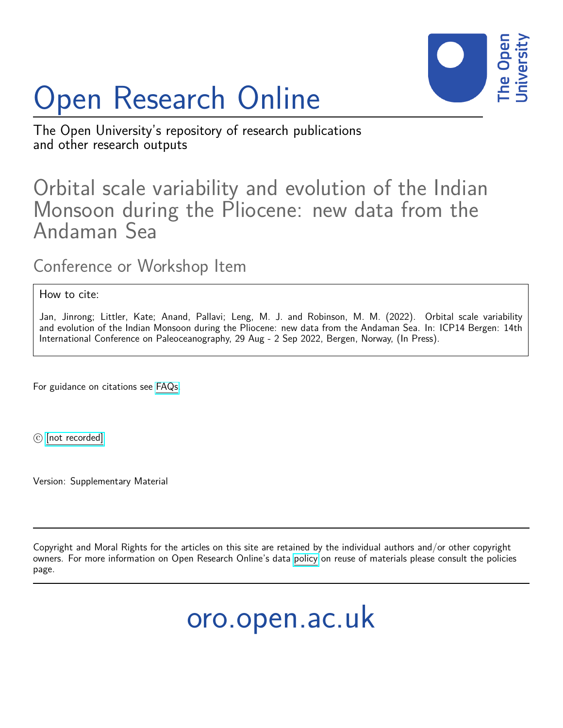# Open Research Online

The Open University's repository of research publications and other research outputs

## Orbital scale variability and evolution of the Indian Monsoon during the Pliocene: new data from the Andaman Sea

### Conference or Workshop Item

How to cite:

Jan, Jinrong; Littler, Kate; Anand, Pallavi; Leng, M. J. and Robinson, M. M. (2022). Orbital scale variability and evolution of the Indian Monsoon during the Pliocene: new data from the Andaman Sea. In: ICP14 Bergen: 14th International Conference on Paleoceanography, 29 Aug - 2 Sep 2022, Bergen, Norway, (In Press).

For guidance on citations see FAQs.

© [not recorded]

Version: Supplementary Material

---

Copyright and Moral Rights for the articles on this site are retained by the individual authors and/or other copyright owners. For more information on Open Research Online's data policy on reuse of materials please consult the policies page.

---

oro.open.ac.uk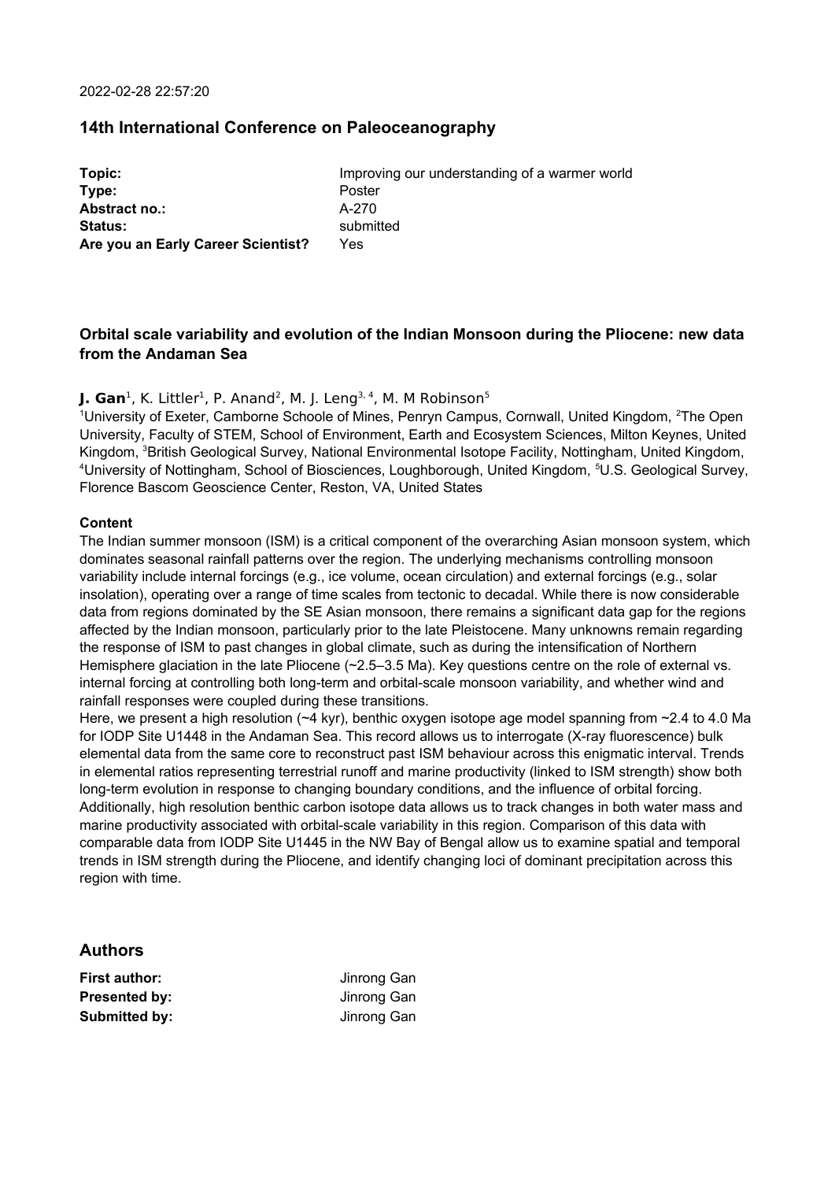2022-02-28 22:57:20

## 14th International Conference on Paleoceanography

| | |
|---|---|
| **Topic:** | Improving our understanding of a warmer world |
| **Type:** | Poster |
| **Abstract no.:** | A-270 |
| **Status:** | submitted |
| **Are you an Early Career Scientist?** | Yes |

### Orbital scale variability and evolution of the Indian Monsoon during the Pliocene: new data from the Andaman Sea

**J. Gan**[1], K. Littler[1], P. Anand[2], M. J. Leng[3, 4], M. M Robinson[5]

[1]University of Exeter, Camborne Schoole of Mines, Penryn Campus, Cornwall, United Kingdom, [2]The Open University, Faculty of STEM, School of Environment, Earth and Ecosystem Sciences, Milton Keynes, United Kingdom, [3]British Geological Survey, National Environmental Isotope Facility, Nottingham, United Kingdom, [4]University of Nottingham, School of Biosciences, Loughborough, United Kingdom, [5]U.S. Geological Survey, Florence Bascom Geoscience Center, Reston, VA, United States

**Content**

The Indian summer monsoon (ISM) is a critical component of the overarching Asian monsoon system, which dominates seasonal rainfall patterns over the region. The underlying mechanisms controlling monsoon variability include internal forcings (e.g., ice volume, ocean circulation) and external forcings (e.g., solar insolation), operating over a range of time scales from tectonic to decadal. While there is now considerable data from regions dominated by the SE Asian monsoon, there remains a significant data gap for the regions affected by the Indian monsoon, particularly prior to the late Pleistocene. Many unknowns remain regarding the response of ISM to past changes in global climate, such as during the intensification of Northern Hemisphere glaciation in the late Pliocene (~2.5–3.5 Ma). Key questions centre on the role of external vs. internal forcing at controlling both long-term and orbital-scale monsoon variability, and whether wind and rainfall responses were coupled during these transitions.

Here, we present a high resolution (~4 kyr), benthic oxygen isotope age model spanning from ~2.4 to 4.0 Ma for IODP Site U1448 in the Andaman Sea. This record allows us to interrogate (X-ray fluorescence) bulk elemental data from the same core to reconstruct past ISM behaviour across this enigmatic interval. Trends in elemental ratios representing terrestrial runoff and marine productivity (linked to ISM strength) show both long-term evolution in response to changing boundary conditions, and the influence of orbital forcing. Additionally, high resolution benthic carbon isotope data allows us to track changes in both water mass and marine productivity associated with orbital-scale variability in this region. Comparison of this data with comparable data from IODP Site U1445 in the NW Bay of Bengal allow us to examine spatial and temporal trends in ISM strength during the Pliocene, and identify changing loci of dominant precipitation across this region with time.

## Authors

| | |
|---|---|
| **First author:** | Jinrong Gan |
| **Presented by:** | Jinrong Gan |
| **Submitted by:** | Jinrong Gan |